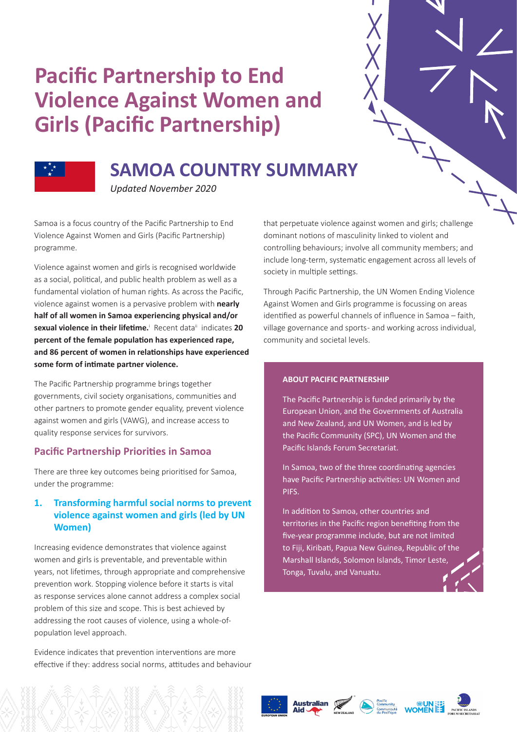# Pacific Partnership to End Violence Against Women and Girls (Pacific Partnership)

## SAMOA COUNTRY SUMMARY

*Updated November 2020*

Samoa is a focus country of the Pacific Partnership to End Violence Against Women and Girls (Pacific Partnership) programme.

Violence against women and girls is recognised worldwide as a social, political, and public health problem as well as a fundamental violation of human rights. As across the Pacific, violence against women is a pervasive problem with **nearly half of all women in Samoa experiencing physical and/or sexual violence in their lifetime.**[i] Recent data[ii] indicates **20 percent of the female population has experienced rape, and 86 percent of women in relationships have experienced some form of intimate partner violence.**

The Pacific Partnership programme brings together governments, civil society organisations, communities and other partners to promote gender equality, prevent violence against women and girls (VAWG), and increase access to quality response services for survivors.

### Pacific Partnership Priorities in Samoa

There are three key outcomes being prioritised for Samoa, under the programme:

#### 1. Transforming harmful social norms to prevent violence against women and girls (led by UN Women)

Increasing evidence demonstrates that violence against women and girls is preventable, and preventable within years, not lifetimes, through appropriate and comprehensive prevention work. Stopping violence before it starts is vital as response services alone cannot address a complex social problem of this size and scope. This is best achieved by addressing the root causes of violence, using a whole-of-population level approach.

Evidence indicates that prevention interventions are more effective if they: address social norms, attitudes and behaviour that perpetuate violence against women and girls; challenge dominant notions of masculinity linked to violent and controlling behaviours; involve all community members; and include long-term, systematic engagement across all levels of society in multiple settings.

Through Pacific Partnership, the UN Women Ending Violence Against Women and Girls programme is focussing on areas identified as powerful channels of influence in Samoa – faith, village governance and sports- and working across individual, community and societal levels.

**ABOUT PACIFIC PARTNERSHIP**

The Pacific Partnership is funded primarily by the European Union, and the Governments of Australia and New Zealand, and UN Women, and is led by the Pacific Community (SPC), UN Women and the Pacific Islands Forum Secretariat.

In Samoa, two of the three coordinating agencies have Pacific Partnership activities: UN Women and PIFS.

In addition to Samoa, other countries and territories in the Pacific region benefiting from the five-year programme include, but are not limited to Fiji, Kiribati, Papua New Guinea, Republic of the Marshall Islands, Solomon Islands, Timor Leste, Tonga, Tuvalu, and Vanuatu.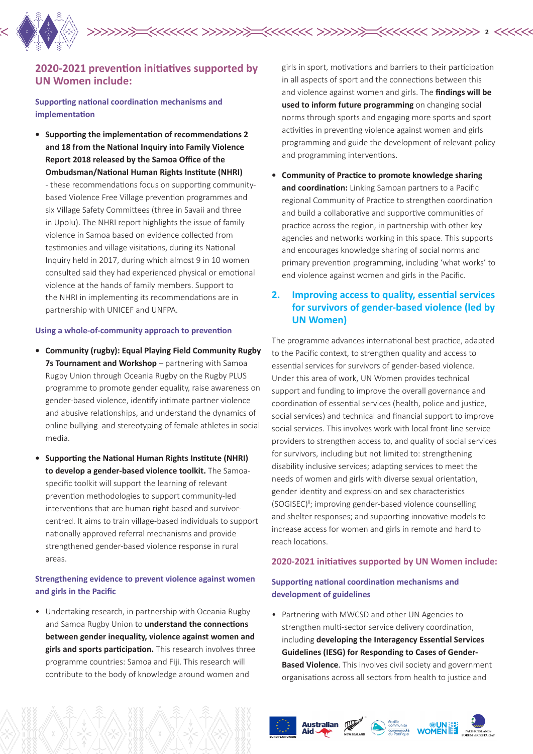### 2020-2021 prevention initiatives supported by UN Women include:

#### Supporting national coordination mechanisms and implementation

- **Supporting the implementation of recommendations 2 and 18 from the National Inquiry into Family Violence Report 2018 released by the Samoa Office of the Ombudsman/National Human Rights Institute (NHRI)** - these recommendations focus on supporting community-based Violence Free Village prevention programmes and six Village Safety Committees (three in Savaii and three in Upolu). The NHRI report highlights the issue of family violence in Samoa based on evidence collected from testimonies and village visitations, during its National Inquiry held in 2017, during which almost 9 in 10 women consulted said they had experienced physical or emotional violence at the hands of family members. Support to the NHRI in implementing its recommendations are in partnership with UNICEF and UNFPA.

#### Using a whole-of-community approach to prevention

- **Community (rugby): Equal Playing Field Community Rugby 7s Tournament and Workshop** – partnering with Samoa Rugby Union through Oceania Rugby on the Rugby PLUS programme to promote gender equality, raise awareness on gender-based violence, identify intimate partner violence and abusive relationships, and understand the dynamics of online bullying and stereotyping of female athletes in social media.
- **Supporting the National Human Rights Institute (NHRI) to develop a gender-based violence toolkit.** The Samoa-specific toolkit will support the learning of relevant prevention methodologies to support community-led interventions that are human right based and survivor-centred. It aims to train village-based individuals to support nationally approved referral mechanisms and provide strengthened gender-based violence response in rural areas.

#### Strengthening evidence to prevent violence against women and girls in the Pacific

- Undertaking research, in partnership with Oceania Rugby and Samoa Rugby Union to **understand the connections between gender inequality, violence against women and girls and sports participation.** This research involves three programme countries: Samoa and Fiji. This research will contribute to the body of knowledge around women and girls in sport, motivations and barriers to their participation in all aspects of sport and the connections between this and violence against women and girls. The **findings will be used to inform future programming** on changing social norms through sports and engaging more sports and sport activities in preventing violence against women and girls programming and guide the development of relevant policy and programming interventions.
- **Community of Practice to promote knowledge sharing and coordination:** Linking Samoan partners to a Pacific regional Community of Practice to strengthen coordination and build a collaborative and supportive communities of practice across the region, in partnership with other key agencies and networks working in this space. This supports and encourages knowledge sharing of social norms and primary prevention programming, including 'what works' to end violence against women and girls in the Pacific.

## 2. Improving access to quality, essential services for survivors of gender-based violence (led by UN Women)

The programme advances international best practice, adapted to the Pacific context, to strengthen quality and access to essential services for survivors of gender-based violence. Under this area of work, UN Women provides technical support and funding to improve the overall governance and coordination of essential services (health, police and justice, social services) and technical and financial support to improve social services. This involves work with local front-line service providers to strengthen access to, and quality of social services for survivors, including but not limited to: strengthening disability inclusive services; adapting services to meet the needs of women and girls with diverse sexual orientation, gender identity and expression and sex characteristics (SOGISEC)[ii]; improving gender-based violence counselling and shelter responses; and supporting innovative models to increase access for women and girls in remote and hard to reach locations.

### 2020-2021 initiatives supported by UN Women include:

#### Supporting national coordination mechanisms and development of guidelines

- Partnering with MWCSD and other UN Agencies to strengthen multi-sector service delivery coordination, including **developing the Interagency Essential Services Guidelines (IESG) for Responding to Cases of Gender-Based Violence**. This involves civil society and government organisations across all sectors from health to justice and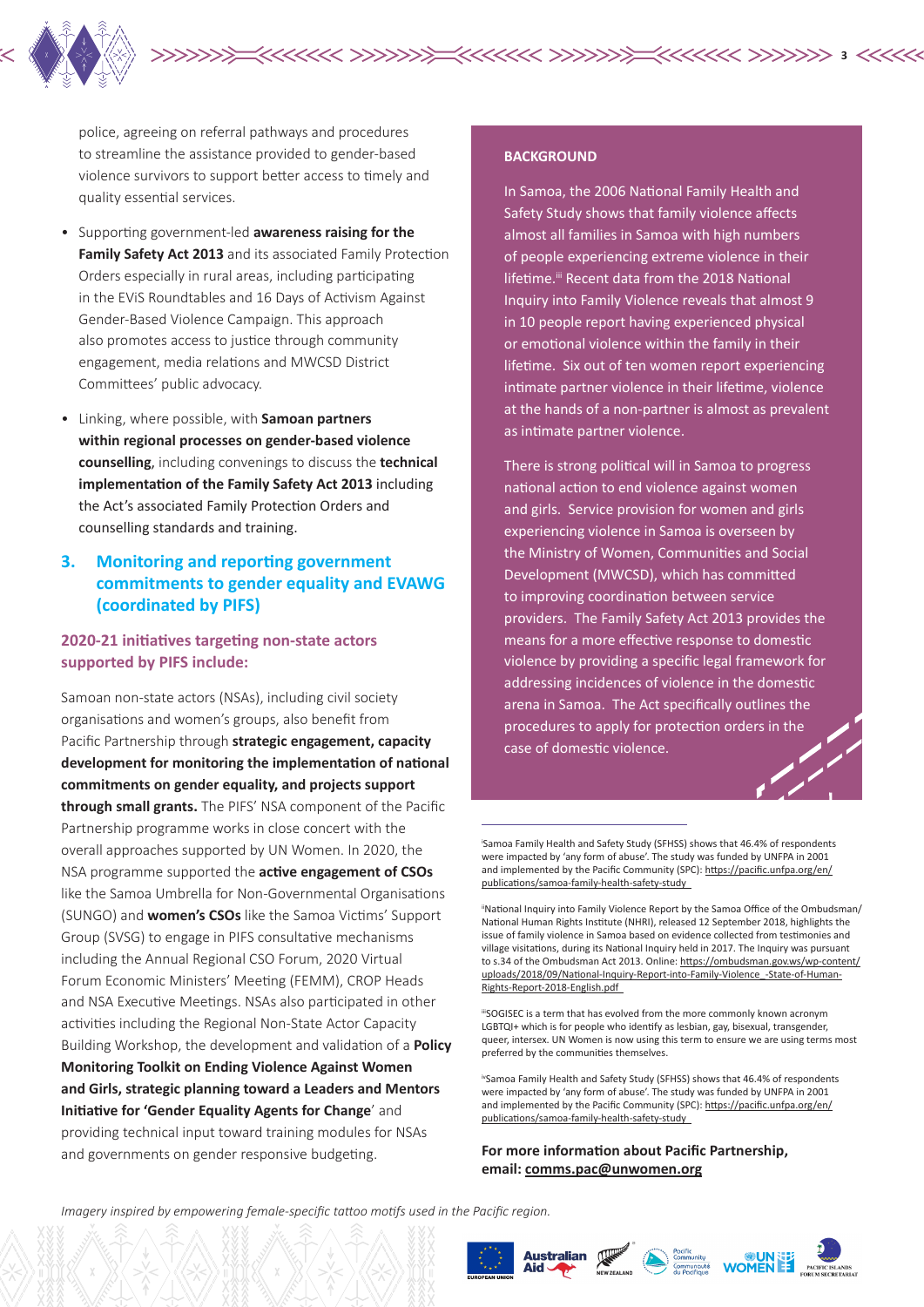police, agreeing on referral pathways and procedures to streamline the assistance provided to gender-based violence survivors to support better access to timely and quality essential services.

- Supporting government-led **awareness raising for the Family Safety Act 2013** and its associated Family Protection Orders especially in rural areas, including participating in the EViS Roundtables and 16 Days of Activism Against Gender-Based Violence Campaign. This approach also promotes access to justice through community engagement, media relations and MWCSD District Committees' public advocacy.
- Linking, where possible, with **Samoan partners within regional processes on gender-based violence counselling**, including convenings to discuss the **technical implementation of the Family Safety Act 2013** including the Act's associated Family Protection Orders and counselling standards and training.

## 3. Monitoring and reporting government commitments to gender equality and EVAWG (coordinated by PIFS)

### 2020-21 initiatives targeting non-state actors supported by PIFS include:

Samoan non-state actors (NSAs), including civil society organisations and women's groups, also benefit from Pacific Partnership through **strategic engagement, capacity development for monitoring the implementation of national commitments on gender equality, and projects support through small grants.** The PIFS' NSA component of the Pacific Partnership programme works in close concert with the overall approaches supported by UN Women. In 2020, the NSA programme supported the **active engagement of CSOs** like the Samoa Umbrella for Non-Governmental Organisations (SUNGO) and **women's CSOs** like the Samoa Victims' Support Group (SVSG) to engage in PIFS consultative mechanisms including the Annual Regional CSO Forum, 2020 Virtual Forum Economic Ministers' Meeting (FEMM), CROP Heads and NSA Executive Meetings. NSAs also participated in other activities including the Regional Non-State Actor Capacity Building Workshop, the development and validation of a **Policy Monitoring Toolkit on Ending Violence Against Women and Girls, strategic planning toward a Leaders and Mentors Initiative for 'Gender Equality Agents for Change**' and providing technical input toward training modules for NSAs and governments on gender responsive budgeting.

**BACKGROUND**

In Samoa, the 2006 National Family Health and Safety Study shows that family violence affects almost all families in Samoa with high numbers of people experiencing extreme violence in their lifetime.[iii] Recent data from the 2018 National Inquiry into Family Violence reveals that almost 9 in 10 people report having experienced physical or emotional violence within the family in their lifetime. Six out of ten women report experiencing intimate partner violence in their lifetime, violence at the hands of a non-partner is almost as prevalent as intimate partner violence.

There is strong political will in Samoa to progress national action to end violence against women and girls. Service provision for women and girls experiencing violence in Samoa is overseen by the Ministry of Women, Communities and Social Development (MWCSD), which has committed to improving coordination between service providers. The Family Safety Act 2013 provides the means for a more effective response to domestic violence by providing a specific legal framework for addressing incidences of violence in the domestic arena in Samoa. The Act specifically outlines the procedures to apply for protection orders in the case of domestic violence.

---

[i] Samoa Family Health and Safety Study (SFHSS) shows that 46.4% of respondents were impacted by 'any form of abuse'. The study was funded by UNFPA in 2001 and implemented by the Pacific Community (SPC): https://pacific.unfpa.org/en/publications/samoa-family-health-safety-study

[ii] National Inquiry into Family Violence Report by the Samoa Office of the Ombudsman/ National Human Rights Institute (NHRI), released 12 September 2018, highlights the issue of family violence in Samoa based on evidence collected from testimonies and village visitations, during its National Inquiry held in 2017. The Inquiry was pursuant to s.34 of the Ombudsman Act 2013. Online: https://ombudsman.gov.ws/wp-content/uploads/2018/09/National-Inquiry-Report-into-Family-Violence_-State-of-Human-Rights-Report-2018-English.pdf

[iii] SOGISEC is a term that has evolved from the more commonly known acronym LGBTQI+ which is for people who identify as lesbian, gay, bisexual, transgender, queer, intersex. UN Women is now using this term to ensure we are using terms most preferred by the communities themselves.

[iv] Samoa Family Health and Safety Study (SFHSS) shows that 46.4% of respondents were impacted by 'any form of abuse'. The study was funded by UNFPA in 2001 and implemented by the Pacific Community (SPC): https://pacific.unfpa.org/en/publications/samoa-family-health-safety-study

**For more information about Pacific Partnership, email: comms.pac@unwomen.org**

*Imagery inspired by empowering female-specific tattoo motifs used in the Pacific region.*